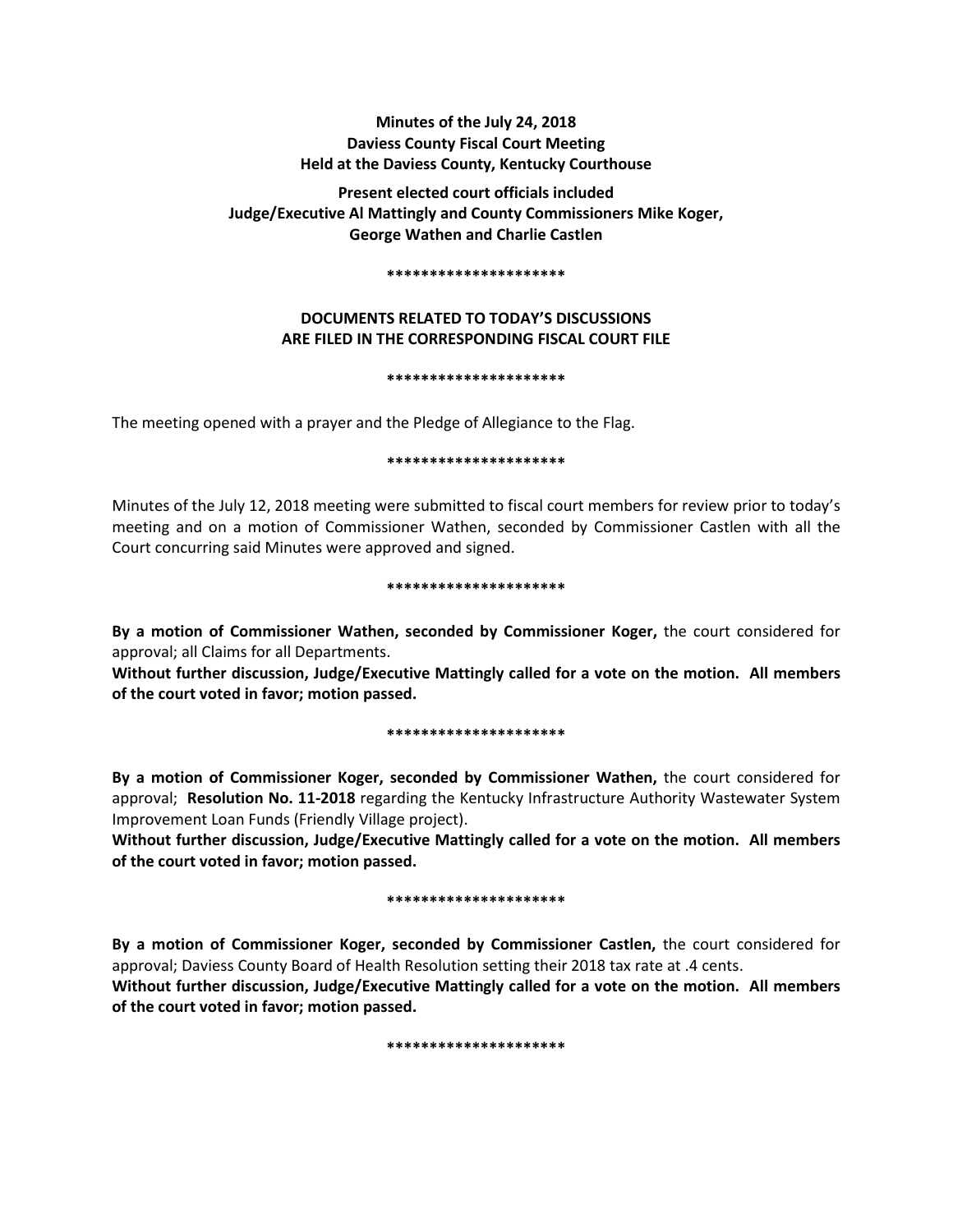**Minutes of the July 24, 2018**
**Daviess County Fiscal Court Meeting**
**Held at the Daviess County, Kentucky Courthouse**

**Present elected court officials included**
**Judge/Executive Al Mattingly and County Commissioners Mike Koger,**
**George Wathen and Charlie Castlen**

**********************

**DOCUMENTS RELATED TO TODAY'S DISCUSSIONS**
**ARE FILED IN THE CORRESPONDING FISCAL COURT FILE**

**********************

The meeting opened with a prayer and the Pledge of Allegiance to the Flag.

**********************

Minutes of the July 12, 2018 meeting were submitted to fiscal court members for review prior to today's meeting and on a motion of Commissioner Wathen, seconded by Commissioner Castlen with all the Court concurring said Minutes were approved and signed.

**********************

**By a motion of Commissioner Wathen, seconded by Commissioner Koger,** the court considered for approval; all Claims for all Departments.
**Without further discussion, Judge/Executive Mattingly called for a vote on the motion. All members of the court voted in favor; motion passed.**

**********************

**By a motion of Commissioner Koger, seconded by Commissioner Wathen,** the court considered for approval; **Resolution No. 11-2018** regarding the Kentucky Infrastructure Authority Wastewater System Improvement Loan Funds (Friendly Village project).
**Without further discussion, Judge/Executive Mattingly called for a vote on the motion. All members of the court voted in favor; motion passed.**

**********************

**By a motion of Commissioner Koger, seconded by Commissioner Castlen,** the court considered for approval; Daviess County Board of Health Resolution setting their 2018 tax rate at .4 cents.
**Without further discussion, Judge/Executive Mattingly called for a vote on the motion. All members of the court voted in favor; motion passed.**

**********************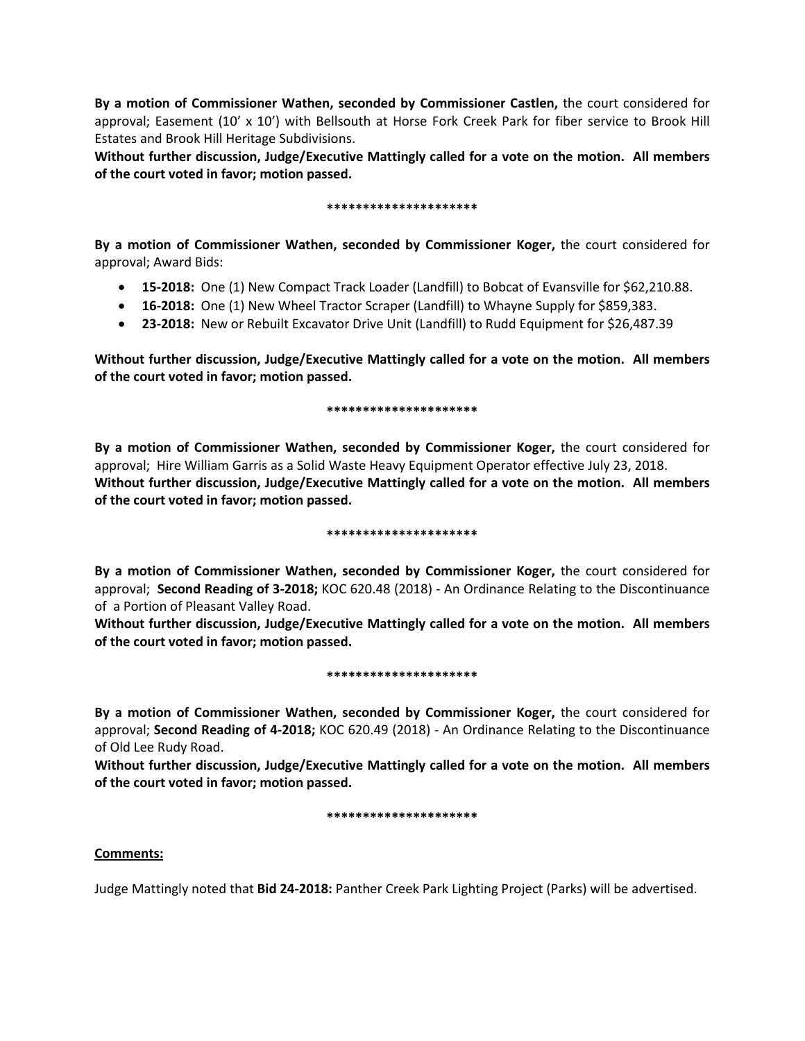**By a motion of Commissioner Wathen, seconded by Commissioner Castlen,** the court considered for approval; Easement (10' x 10') with Bellsouth at Horse Fork Creek Park for fiber service to Brook Hill Estates and Brook Hill Heritage Subdivisions.
**Without further discussion, Judge/Executive Mattingly called for a vote on the motion. All members of the court voted in favor; motion passed.**

**********************

**By a motion of Commissioner Wathen, seconded by Commissioner Koger,** the court considered for approval; Award Bids:

- **15-2018:** One (1) New Compact Track Loader (Landfill) to Bobcat of Evansville for $62,210.88.
- **16-2018:** One (1) New Wheel Tractor Scraper (Landfill) to Whayne Supply for $859,383.
- **23-2018:** New or Rebuilt Excavator Drive Unit (Landfill) to Rudd Equipment for $26,487.39

**Without further discussion, Judge/Executive Mattingly called for a vote on the motion. All members of the court voted in favor; motion passed.**

**********************

**By a motion of Commissioner Wathen, seconded by Commissioner Koger,** the court considered for approval; Hire William Garris as a Solid Waste Heavy Equipment Operator effective July 23, 2018.
**Without further discussion, Judge/Executive Mattingly called for a vote on the motion. All members of the court voted in favor; motion passed.**

**********************

**By a motion of Commissioner Wathen, seconded by Commissioner Koger,** the court considered for approval; **Second Reading of 3-2018;** KOC 620.48 (2018) - An Ordinance Relating to the Discontinuance of a Portion of Pleasant Valley Road.
**Without further discussion, Judge/Executive Mattingly called for a vote on the motion. All members of the court voted in favor; motion passed.**

**********************

**By a motion of Commissioner Wathen, seconded by Commissioner Koger,** the court considered for approval; **Second Reading of 4-2018;** KOC 620.49 (2018) - An Ordinance Relating to the Discontinuance of Old Lee Rudy Road.
**Without further discussion, Judge/Executive Mattingly called for a vote on the motion. All members of the court voted in favor; motion passed.**

**********************

**Comments:**

Judge Mattingly noted that **Bid 24-2018:** Panther Creek Park Lighting Project (Parks) will be advertised.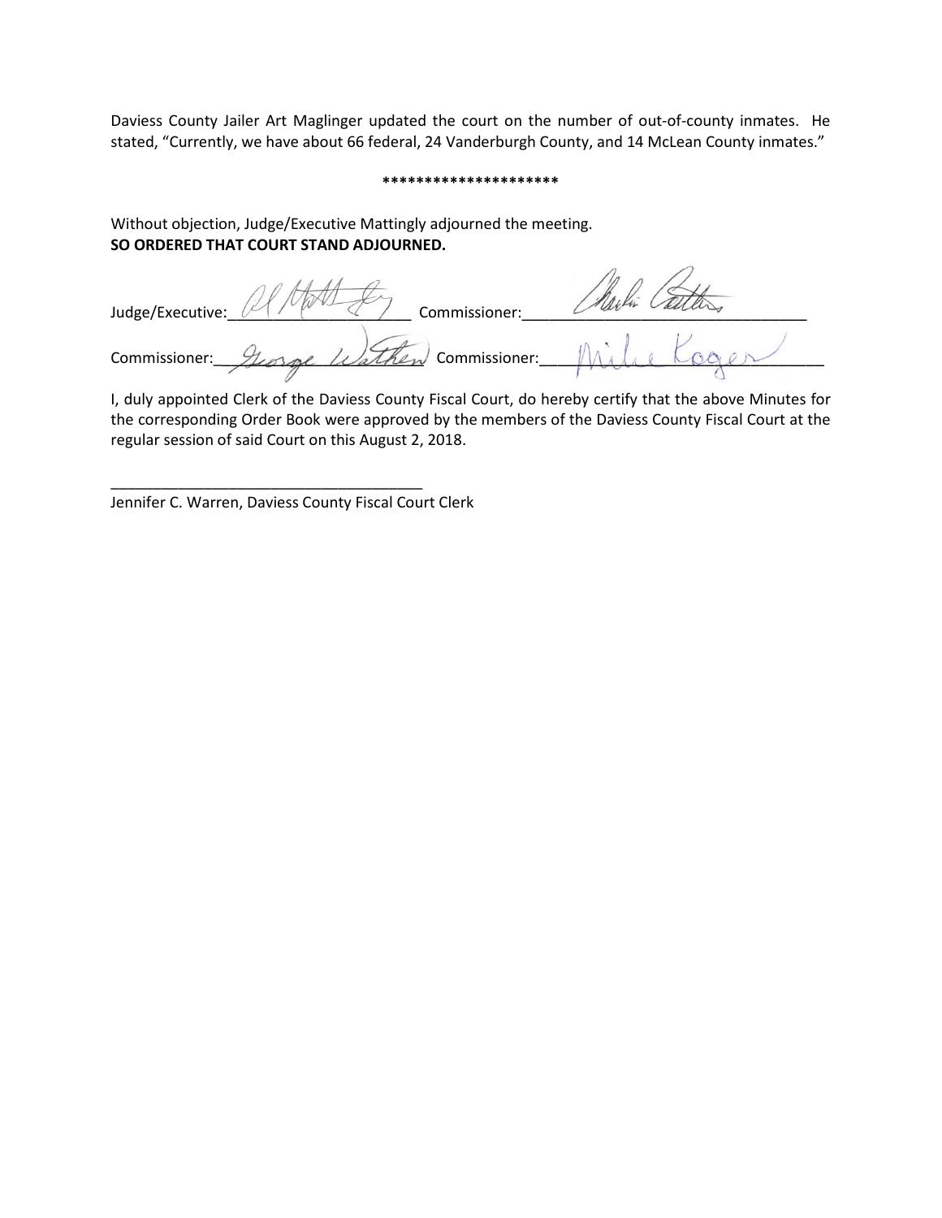Daviess County Jailer Art Maglinger updated the court on the number of out-of-county inmates. He stated, "Currently, we have about 66 federal, 24 Vanderburgh County, and 14 McLean County inmates."

*********************

Without objection, Judge/Executive Mattingly adjourned the meeting.
**SO ORDERED THAT COURT STAND ADJOURNED.**

Judge/Executive:____________________ Commissioner:________________________________

Commissioner:______________________ Commissioner:________________________________

I, duly appointed Clerk of the Daviess County Fiscal Court, do hereby certify that the above Minutes for the corresponding Order Book were approved by the members of the Daviess County Fiscal Court at the regular session of said Court on this August 2, 2018.

_____________________________________
Jennifer C. Warren, Daviess County Fiscal Court Clerk